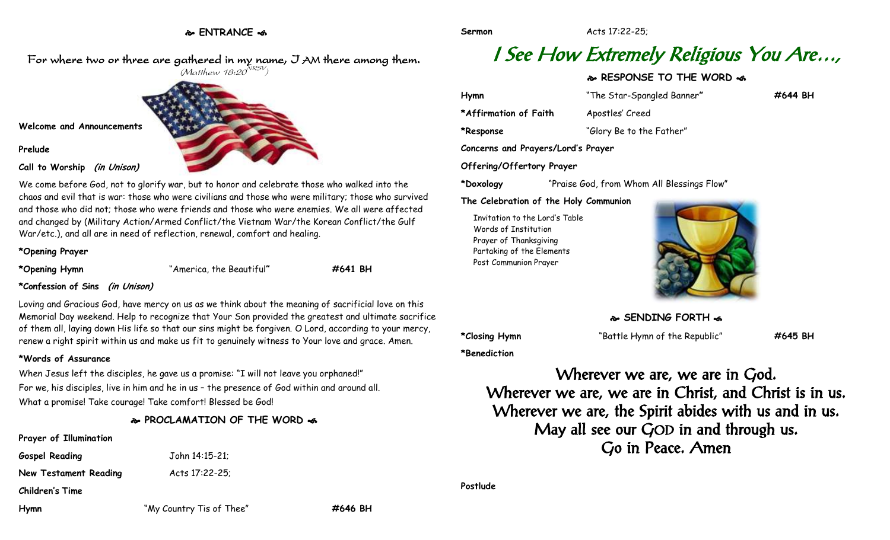## ENTRANCE

For where two or three are gathered in my name, I AM there among them.
*(Matthew 18:20 NRSV)*

**Welcome and Announcements**

**Prelude**

**Call to Worship** ***(in Unison)***

We come before God, not to glorify war, but to honor and celebrate those who walked into the chaos and evil that is war: those who were civilians and those who were military; those who survived and those who did not; those who were friends and those who were enemies. We all were affected and changed by (Military Action/Armed Conflict/the Vietnam War/the Korean Conflict/the Gulf War/etc.), and all are in need of reflection, renewal, comfort and healing.

**\*Opening Prayer**

**\*Opening Hymn** "America, the Beautiful" **#641 BH**

**\*Confession of Sins** ***(in Unison)***

Loving and Gracious God, have mercy on us as we think about the meaning of sacrificial love on this Memorial Day weekend. Help to recognize that Your Son provided the greatest and ultimate sacrifice of them all, laying down His life so that our sins might be forgiven. O Lord, according to your mercy, renew a right spirit within us and make us fit to genuinely witness to Your love and grace. Amen.

**\*Words of Assurance**

When Jesus left the disciples, he gave us a promise: "I will not leave you orphaned!"
For we, his disciples, live in him and he in us – the presence of God within and around all.
What a promise! Take courage! Take comfort! Blessed be God!

## PROCLAMATION OF THE WORD

**Prayer of Illumination**

**Gospel Reading** John 14:15-21;

**New Testament Reading** Acts 17:22-25;

**Children's Time**

**Hymn** "My Country Tis of Thee" **#646 BH**

**Sermon** Acts 17:22-25;

# *I See How Extremely Religious You Are…,*

## RESPONSE TO THE WORD

**Hymn** "The Star-Spangled Banner" **#644 BH**

**\*Affirmation of Faith** Apostles' Creed

**\*Response** "Glory Be to the Father"

**Concerns and Prayers/Lord's Prayer**

**Offering/Offertory Prayer**

**\*Doxology** "Praise God, from Whom All Blessings Flow"

**The Celebration of the Holy Communion**

Invitation to the Lord's Table
Words of Institution
Prayer of Thanksgiving
Partaking of the Elements
Post Communion Prayer

## SENDING FORTH

**\*Closing Hymn** "Battle Hymn of the Republic" **#645 BH**

**\*Benediction**

Wherever we are, we are in God.
Wherever we are, we are in Christ, and Christ is in us.
Wherever we are, the Spirit abides with us and in us.
May all see our GOD in and through us.
Go in Peace. Amen

**Postlude**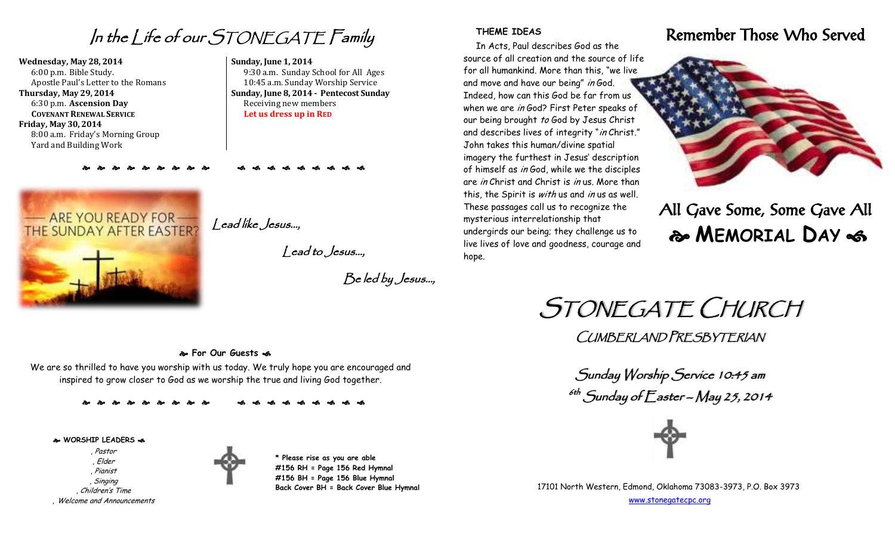# In the Life of our STONEGATE Family

**Wednesday, May 28, 2014**
6:00 p.m. Bible Study.
Apostle Paul's Letter to the Romans

**Thursday, May 29, 2014**
6:30 p.m. **Ascension Day**
**COVENANT RENEWAL SERVICE**

**Friday, May 30, 2014**
8:00 a.m. Friday's Morning Group
Yard and Building Work

**Sunday, June 1, 2014**
9:30 a.m. Sunday School for All Ages
10:45 a.m. Sunday Worship Service

**Sunday, June 8, 2014 - Pentecost Sunday**
Receiving new members
**Let us dress up in RED**

ARE YOU READY FOR THE SUNDAY AFTER EASTER?

*Lead like Jesus...,*

*Lead to Jesus...,*

*Be led by Jesus...,*

**For Our Guests**

We are so thrilled to have you worship with us today. We truly hope you are encouraged and inspired to grow closer to God as we worship the true and living God together.

**WORSHIP LEADERS**

*, Pastor*
*, Elder*
*, Pianist*
*, Singing*
*, Children's Time*
*, Welcome and Announcements*

**\* Please rise as you are able**
**#156 RH = Page 156 Red Hymnal**
**#156 BH = Page 156 Blue Hymnal**
**Back Cover BH = Back Cover Blue Hymnal**

**THEME IDEAS**

In Acts, Paul describes God as the source of all creation and the source of life for all humankind. More than this, "we live and move and have our being" *in* God. Indeed, how can this God be far from us when we are *in* God? First Peter speaks of our being brought *to* God by Jesus Christ and describes lives of integrity "*in* Christ." John takes this human/divine spatial imagery the furthest in Jesus' description of himself as *in* God, while we the disciples are *in* Christ and Christ is *in* us. More than this, the Spirit is *with* us and *in* us as well. These passages call us to recognize the mysterious interrelationship that undergirds our being; they challenge us to live lives of love and goodness, courage and hope.

## Remember Those Who Served

All Gave Some, Some Gave All

**MEMORIAL DAY**

# STONEGATE CHURCH

CUMBERLAND PRESBYTERIAN

*Sunday Worship Service 10:45 am*

*6th Sunday of Easter – May 25, 2014*

17101 North Western, Edmond, Oklahoma 73083-3973, P.O. Box 3973
www.stonegatecpc.org